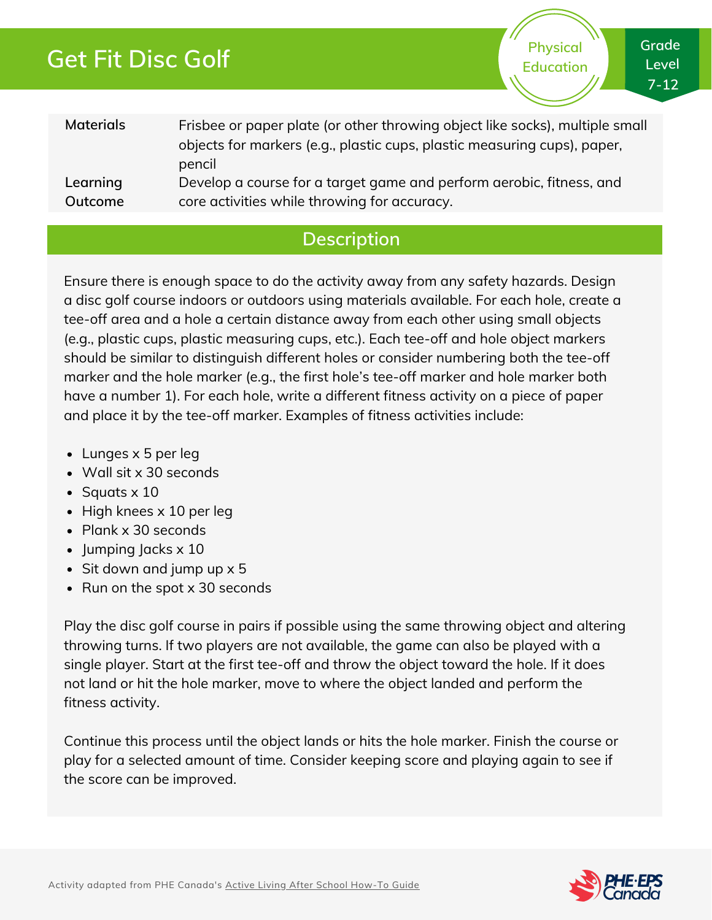# Get Fit Disc Golf

Physical Education

Grade Level 7-12

| | |
|---|---|
| **Materials** | Frisbee or paper plate (or other throwing object like socks), multiple small objects for markers (e.g., plastic cups, plastic measuring cups), paper, pencil |
| **Learning Outcome** | Develop a course for a target game and perform aerobic, fitness, and core activities while throwing for accuracy. |

## Description

Ensure there is enough space to do the activity away from any safety hazards. Design a disc golf course indoors or outdoors using materials available. For each hole, create a tee-off area and a hole a certain distance away from each other using small objects (e.g., plastic cups, plastic measuring cups, etc.). Each tee-off and hole object markers should be similar to distinguish different holes or consider numbering both the tee-off marker and the hole marker (e.g., the first hole's tee-off marker and hole marker both have a number 1). For each hole, write a different fitness activity on a piece of paper and place it by the tee-off marker. Examples of fitness activities include:

- Lunges x 5 per leg
- Wall sit x 30 seconds
- Squats x 10
- High knees x 10 per leg
- Plank x 30 seconds
- Jumping Jacks x 10
- Sit down and jump up x 5
- Run on the spot x 30 seconds

Play the disc golf course in pairs if possible using the same throwing object and altering throwing turns. If two players are not available, the game can also be played with a single player. Start at the first tee-off and throw the object toward the hole. If it does not land or hit the hole marker, move to where the object landed and perform the fitness activity.

Continue this process until the object lands or hits the hole marker. Finish the course or play for a selected amount of time. Consider keeping score and playing again to see if the score can be improved.

Activity adapted from PHE Canada's Active Living After School How-To Guide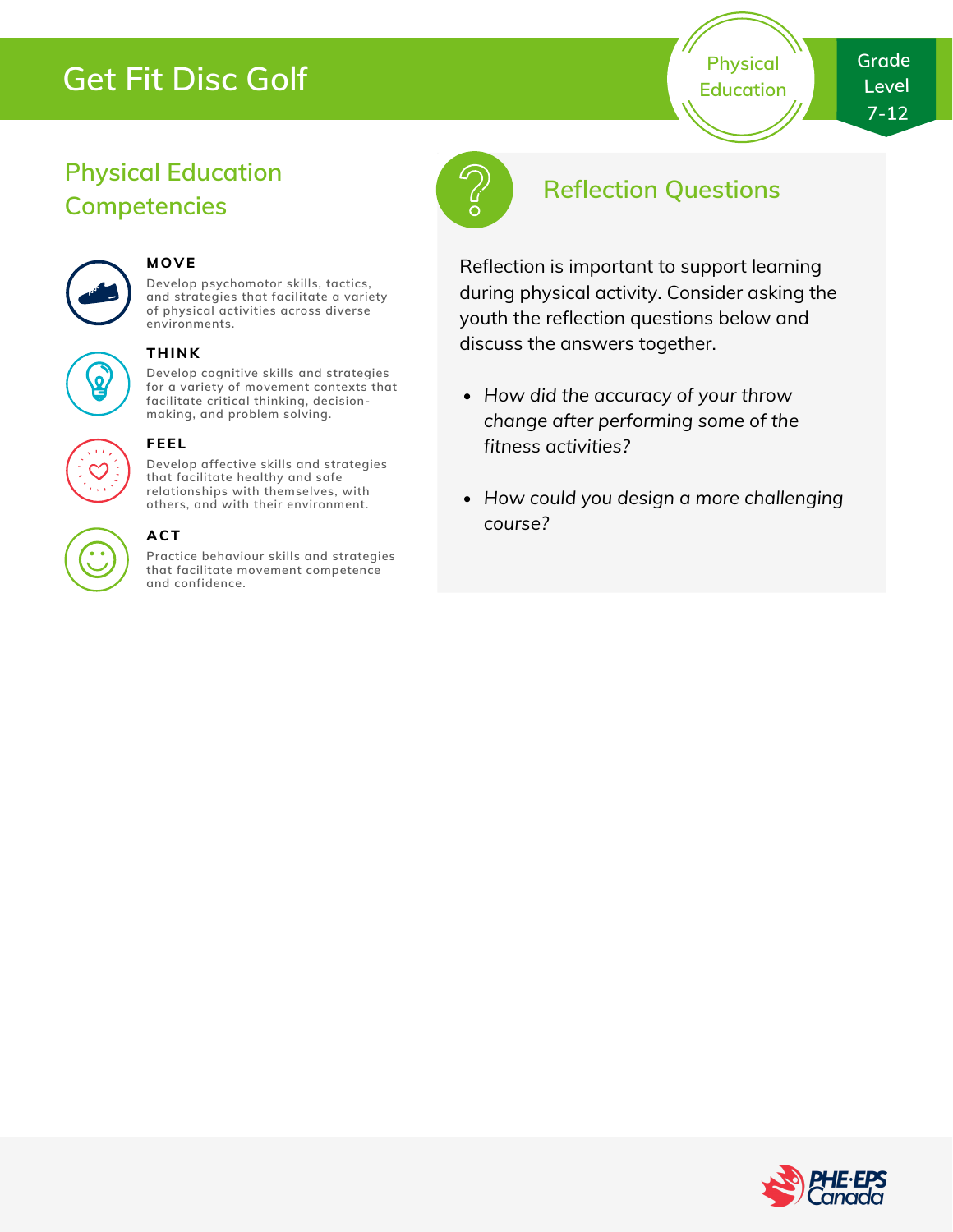# Get Fit Disc Golf

Physical Education

Grade Level 7-12

## Physical Education Competencies

**MOVE**

Develop psychomotor skills, tactics, and strategies that facilitate a variety of physical activities across diverse environments.

**THINK**

Develop cognitive skills and strategies for a variety of movement contexts that facilitate critical thinking, decision-making, and problem solving.

**FEEL**

Develop affective skills and strategies that facilitate healthy and safe relationships with themselves, with others, and with their environment.

**ACT**

Practice behaviour skills and strategies that facilitate movement competence and confidence.

## Reflection Questions

Reflection is important to support learning during physical activity. Consider asking the youth the reflection questions below and discuss the answers together.

- *How did the accuracy of your throw change after performing some of the fitness activities?*
- *How could you design a more challenging course?*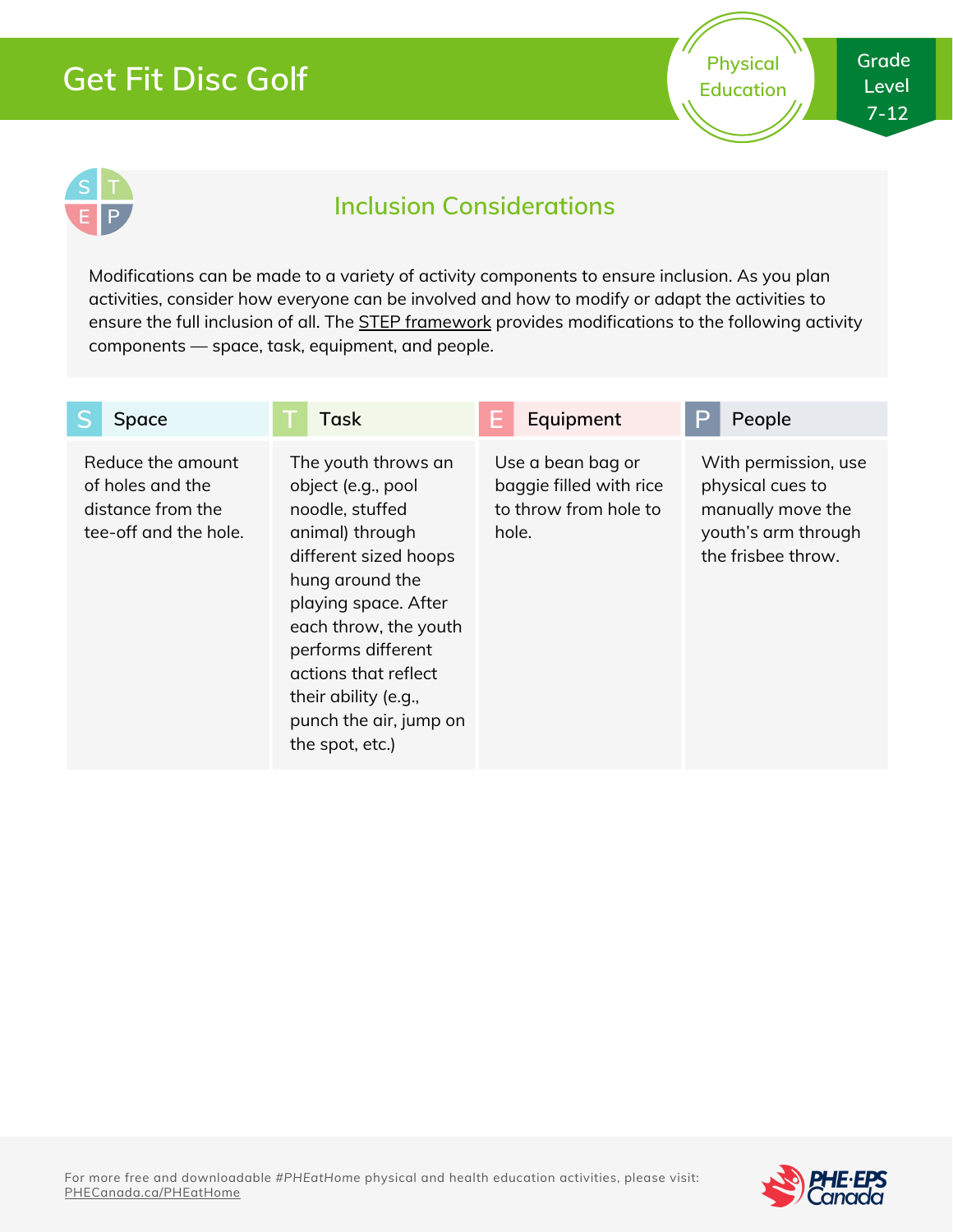# Get Fit Disc Golf

Physical Education

Grade Level 7-12

## Inclusion Considerations

Modifications can be made to a variety of activity components to ensure inclusion. As you plan activities, consider how everyone can be involved and how to modify or adapt the activities to ensure the full inclusion of all. The STEP framework provides modifications to the following activity components — space, task, equipment, and people.

| S Space | T Task | E Equipment | P People |
| --- | --- | --- | --- |
| Reduce the amount of holes and the distance from the tee-off and the hole. | The youth throws an object (e.g., pool noodle, stuffed animal) through different sized hoops hung around the playing space. After each throw, the youth performs different actions that reflect their ability (e.g., punch the air, jump on the spot, etc.) | Use a bean bag or baggie filled with rice to throw from hole to hole. | With permission, use physical cues to manually move the youth's arm through the frisbee throw. |

For more free and downloadable #PHEatHome physical and health education activities, please visit: PHECanada.ca/PHEatHome